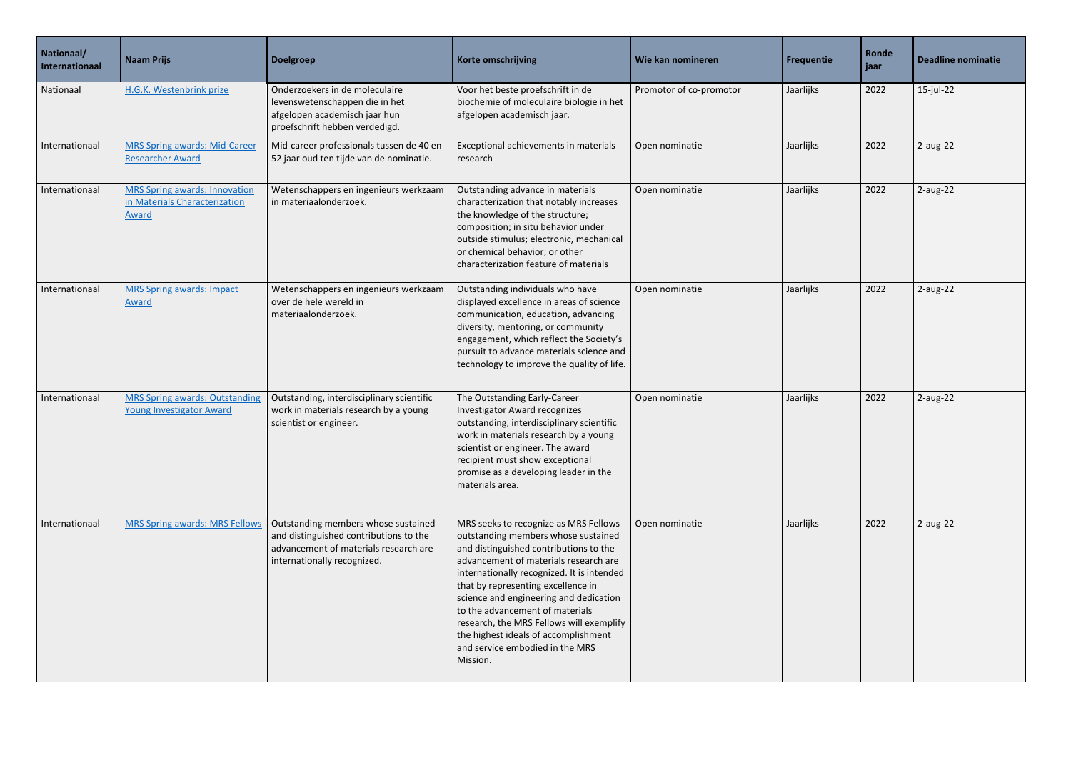| Nationaal/ Internationaal | Naam Prijs | Doelgroep | Korte omschrijving | Wie kan nomineren | Frequentie | Ronde jaar | Deadline nominatie |
|---|---|---|---|---|---|---|---|
| Nationaal | H.G.K. Westenbrink prize | Onderzoekers in de moleculaire levenswetenschappen die in het afgelopen academisch jaar hun proefschrift hebben verdedigd. | Voor het beste proefschrift in de biochemie of moleculaire biologie in het afgelopen academisch jaar. | Promotor of co-promotor | Jaarlijks | 2022 | 15-jul-22 |
| Internationaal | MRS Spring awards: Mid-Career Researcher Award | Mid-career professionals tussen de 40 en 52 jaar oud ten tijde van de nominatie. | Exceptional achievements in materials research | Open nominatie | Jaarlijks | 2022 | 2-aug-22 |
| Internationaal | MRS Spring awards: Innovation in Materials Characterization Award | Wetenschappers en ingenieurs werkzaam in materiaalonderzoek. | Outstanding advance in materials characterization that notably increases the knowledge of the structure; composition; in situ behavior under outside stimulus; electronic, mechanical or chemical behavior; or other characterization feature of materials | Open nominatie | Jaarlijks | 2022 | 2-aug-22 |
| Internationaal | MRS Spring awards: Impact Award | Wetenschappers en ingenieurs werkzaam over de hele wereld in materiaalonderzoek. | Outstanding individuals who have displayed excellence in areas of science communication, education, advancing diversity, mentoring, or community engagement, which reflect the Society's pursuit to advance materials science and technology to improve the quality of life. | Open nominatie | Jaarlijks | 2022 | 2-aug-22 |
| Internationaal | MRS Spring awards: Outstanding Young Investigator Award | Outstanding, interdisciplinary scientific work in materials research by a young scientist or engineer. | The Outstanding Early-Career Investigator Award recognizes outstanding, interdisciplinary scientific work in materials research by a young scientist or engineer. The award recipient must show exceptional promise as a developing leader in the materials area. | Open nominatie | Jaarlijks | 2022 | 2-aug-22 |
| Internationaal | MRS Spring awards: MRS Fellows | Outstanding members whose sustained and distinguished contributions to the advancement of materials research are internationally recognized. | MRS seeks to recognize as MRS Fellows outstanding members whose sustained and distinguished contributions to the advancement of materials research are internationally recognized. It is intended that by representing excellence in science and engineering and dedication to the advancement of materials research, the MRS Fellows will exemplify the highest ideals of accomplishment and service embodied in the MRS Mission. | Open nominatie | Jaarlijks | 2022 | 2-aug-22 |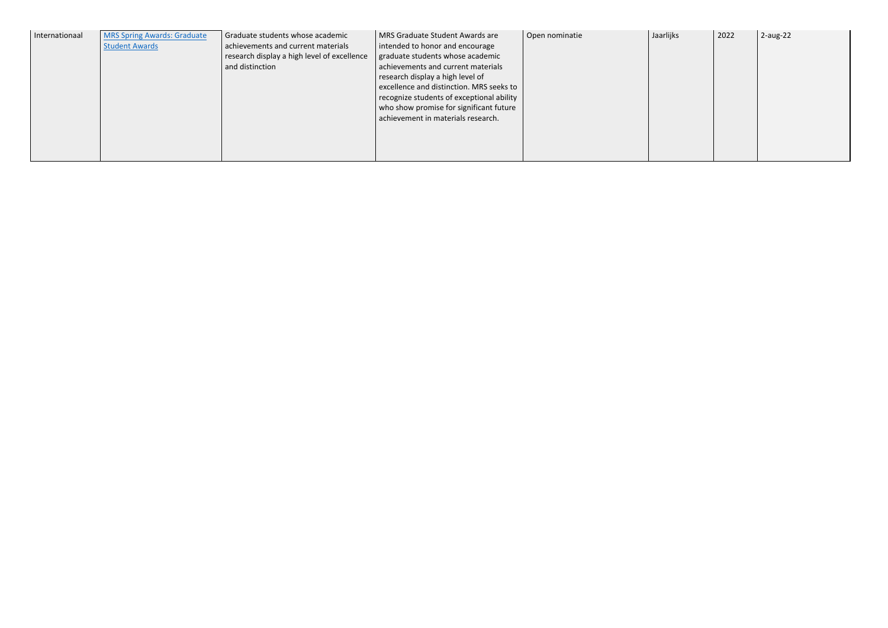| | | | | | | | |
|---|---|---|---|---|---|---|---|
| Internationaal | MRS Spring Awards: Graduate Student Awards | Graduate students whose academic achievements and current materials research display a high level of excellence and distinction | MRS Graduate Student Awards are intended to honor and encourage graduate students whose academic achievements and current materials research display a high level of excellence and distinction. MRS seeks to recognize students of exceptional ability who show promise for significant future achievement in materials research. | Open nominatie | Jaarlijks | 2022 | 2-aug-22 |